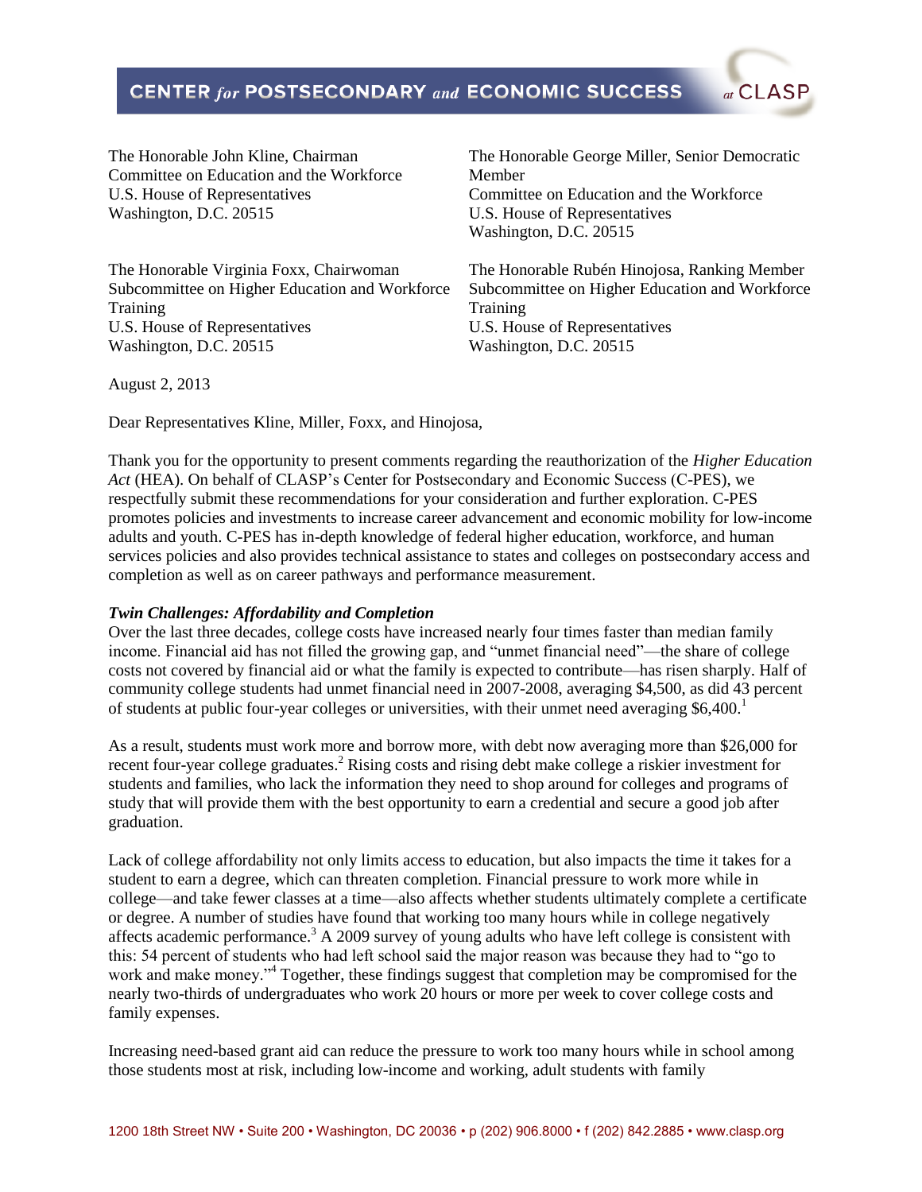The Honorable John Kline, Chairman
Committee on Education and the Workforce
U.S. House of Representatives
Washington, D.C. 20515

The Honorable George Miller, Senior Democratic Member
Committee on Education and the Workforce
U.S. House of Representatives
Washington, D.C. 20515

The Honorable Virginia Foxx, Chairwoman
Subcommittee on Higher Education and Workforce Training
U.S. House of Representatives
Washington, D.C. 20515

The Honorable Rubén Hinojosa, Ranking Member
Subcommittee on Higher Education and Workforce Training
U.S. House of Representatives
Washington, D.C. 20515

August 2, 2013

Dear Representatives Kline, Miller, Foxx, and Hinojosa,

Thank you for the opportunity to present comments regarding the reauthorization of the *Higher Education Act* (HEA). On behalf of CLASP's Center for Postsecondary and Economic Success (C-PES), we respectfully submit these recommendations for your consideration and further exploration. C-PES promotes policies and investments to increase career advancement and economic mobility for low-income adults and youth. C-PES has in-depth knowledge of federal higher education, workforce, and human services policies and also provides technical assistance to states and colleges on postsecondary access and completion as well as on career pathways and performance measurement.

***Twin Challenges: Affordability and Completion***

Over the last three decades, college costs have increased nearly four times faster than median family income. Financial aid has not filled the growing gap, and "unmet financial need"—the share of college costs not covered by financial aid or what the family is expected to contribute—has risen sharply. Half of community college students had unmet financial need in 2007-2008, averaging $4,500, as did 43 percent of students at public four-year colleges or universities, with their unmet need averaging $6,400.[1]

As a result, students must work more and borrow more, with debt now averaging more than $26,000 for recent four-year college graduates.[2] Rising costs and rising debt make college a riskier investment for students and families, who lack the information they need to shop around for colleges and programs of study that will provide them with the best opportunity to earn a credential and secure a good job after graduation.

Lack of college affordability not only limits access to education, but also impacts the time it takes for a student to earn a degree, which can threaten completion. Financial pressure to work more while in college—and take fewer classes at a time—also affects whether students ultimately complete a certificate or degree. A number of studies have found that working too many hours while in college negatively affects academic performance.[3] A 2009 survey of young adults who have left college is consistent with this: 54 percent of students who had left school said the major reason was because they had to "go to work and make money."[4] Together, these findings suggest that completion may be compromised for the nearly two-thirds of undergraduates who work 20 hours or more per week to cover college costs and family expenses.

Increasing need-based grant aid can reduce the pressure to work too many hours while in school among those students most at risk, including low-income and working, adult students with family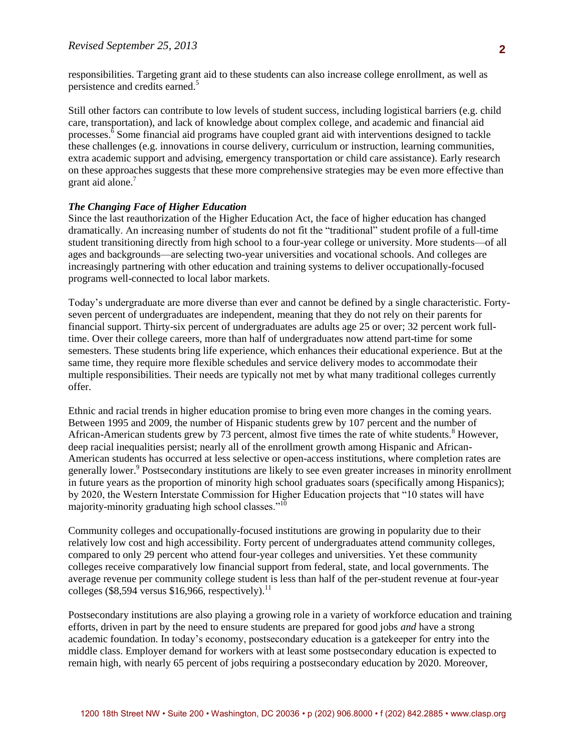responsibilities. Targeting grant aid to these students can also increase college enrollment, as well as persistence and credits earned.[5]

Still other factors can contribute to low levels of student success, including logistical barriers (e.g. child care, transportation), and lack of knowledge about complex college, and academic and financial aid processes.[6] Some financial aid programs have coupled grant aid with interventions designed to tackle these challenges (e.g. innovations in course delivery, curriculum or instruction, learning communities, extra academic support and advising, emergency transportation or child care assistance). Early research on these approaches suggests that these more comprehensive strategies may be even more effective than grant aid alone.[7]

***The Changing Face of Higher Education***

Since the last reauthorization of the Higher Education Act, the face of higher education has changed dramatically. An increasing number of students do not fit the "traditional" student profile of a full-time student transitioning directly from high school to a four-year college or university. More students—of all ages and backgrounds—are selecting two-year universities and vocational schools. And colleges are increasingly partnering with other education and training systems to deliver occupationally-focused programs well-connected to local labor markets.

Today's undergraduate are more diverse than ever and cannot be defined by a single characteristic. Forty-seven percent of undergraduates are independent, meaning that they do not rely on their parents for financial support. Thirty-six percent of undergraduates are adults age 25 or over; 32 percent work full-time. Over their college careers, more than half of undergraduates now attend part-time for some semesters. These students bring life experience, which enhances their educational experience. But at the same time, they require more flexible schedules and service delivery modes to accommodate their multiple responsibilities. Their needs are typically not met by what many traditional colleges currently offer.

Ethnic and racial trends in higher education promise to bring even more changes in the coming years. Between 1995 and 2009, the number of Hispanic students grew by 107 percent and the number of African-American students grew by 73 percent, almost five times the rate of white students.[8] However, deep racial inequalities persist; nearly all of the enrollment growth among Hispanic and African-American students has occurred at less selective or open-access institutions, where completion rates are generally lower.[9] Postsecondary institutions are likely to see even greater increases in minority enrollment in future years as the proportion of minority high school graduates soars (specifically among Hispanics); by 2020, the Western Interstate Commission for Higher Education projects that "10 states will have majority-minority graduating high school classes."[10]

Community colleges and occupationally-focused institutions are growing in popularity due to their relatively low cost and high accessibility. Forty percent of undergraduates attend community colleges, compared to only 29 percent who attend four-year colleges and universities. Yet these community colleges receive comparatively low financial support from federal, state, and local governments. The average revenue per community college student is less than half of the per-student revenue at four-year colleges ($8,594 versus $16,966, respectively).[11]

Postsecondary institutions are also playing a growing role in a variety of workforce education and training efforts, driven in part by the need to ensure students are prepared for good jobs *and* have a strong academic foundation. In today's economy, postsecondary education is a gatekeeper for entry into the middle class. Employer demand for workers with at least some postsecondary education is expected to remain high, with nearly 65 percent of jobs requiring a postsecondary education by 2020. Moreover,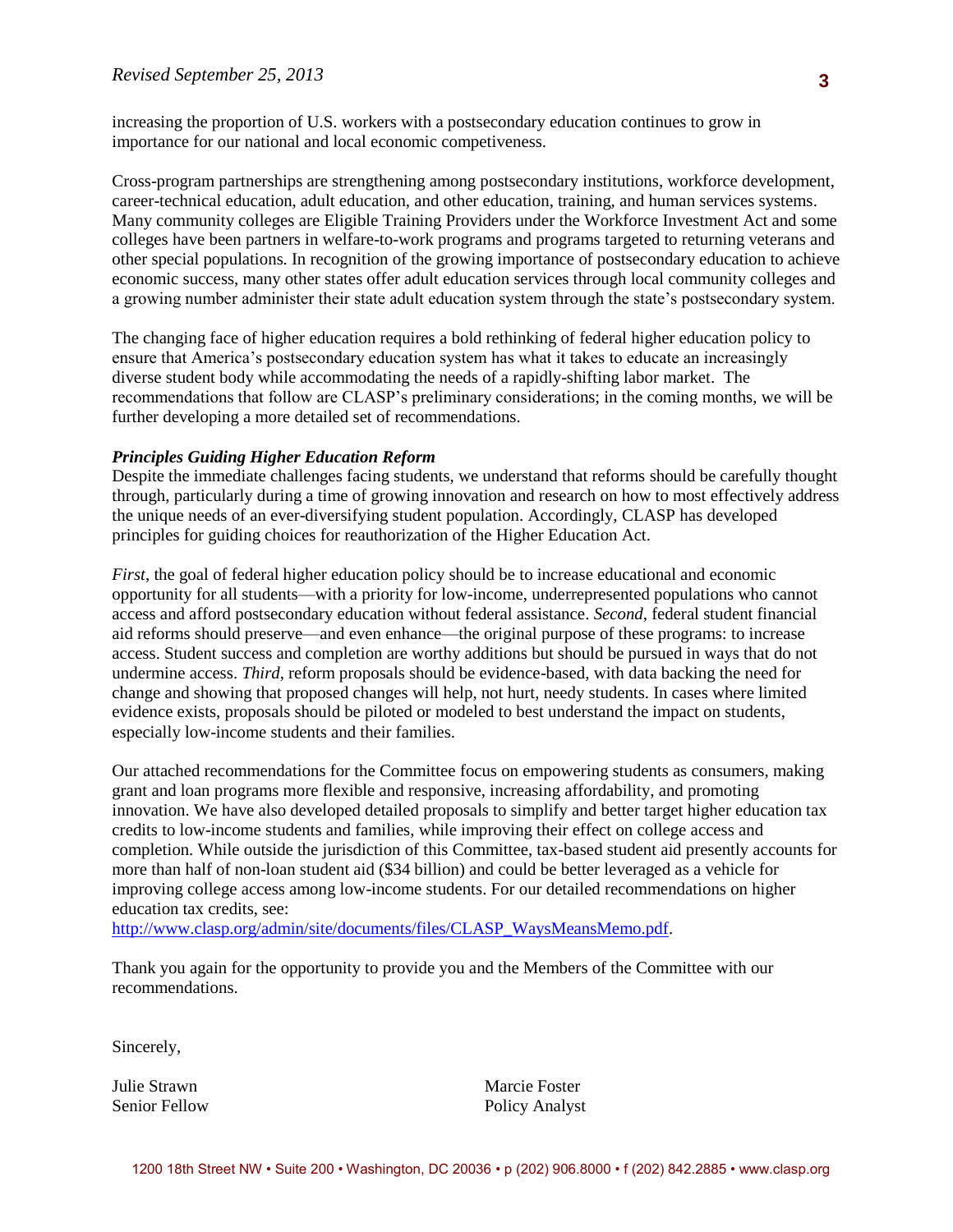increasing the proportion of U.S. workers with a postsecondary education continues to grow in importance for our national and local economic competiveness.

Cross-program partnerships are strengthening among postsecondary institutions, workforce development, career-technical education, adult education, and other education, training, and human services systems. Many community colleges are Eligible Training Providers under the Workforce Investment Act and some colleges have been partners in welfare-to-work programs and programs targeted to returning veterans and other special populations. In recognition of the growing importance of postsecondary education to achieve economic success, many other states offer adult education services through local community colleges and a growing number administer their state adult education system through the state's postsecondary system.

The changing face of higher education requires a bold rethinking of federal higher education policy to ensure that America's postsecondary education system has what it takes to educate an increasingly diverse student body while accommodating the needs of a rapidly-shifting labor market. The recommendations that follow are CLASP's preliminary considerations; in the coming months, we will be further developing a more detailed set of recommendations.

***Principles Guiding Higher Education Reform***

Despite the immediate challenges facing students, we understand that reforms should be carefully thought through, particularly during a time of growing innovation and research on how to most effectively address the unique needs of an ever-diversifying student population. Accordingly, CLASP has developed principles for guiding choices for reauthorization of the Higher Education Act.

*First*, the goal of federal higher education policy should be to increase educational and economic opportunity for all students—with a priority for low-income, underrepresented populations who cannot access and afford postsecondary education without federal assistance. *Second*, federal student financial aid reforms should preserve—and even enhance—the original purpose of these programs: to increase access. Student success and completion are worthy additions but should be pursued in ways that do not undermine access. *Third*, reform proposals should be evidence-based, with data backing the need for change and showing that proposed changes will help, not hurt, needy students. In cases where limited evidence exists, proposals should be piloted or modeled to best understand the impact on students, especially low-income students and their families.

Our attached recommendations for the Committee focus on empowering students as consumers, making grant and loan programs more flexible and responsive, increasing affordability, and promoting innovation. We have also developed detailed proposals to simplify and better target higher education tax credits to low-income students and families, while improving their effect on college access and completion. While outside the jurisdiction of this Committee, tax-based student aid presently accounts for more than half of non-loan student aid ($34 billion) and could be better leveraged as a vehicle for improving college access among low-income students. For our detailed recommendations on higher education tax credits, see:
http://www.clasp.org/admin/site/documents/files/CLASP_WaysMeansMemo.pdf.

Thank you again for the opportunity to provide you and the Members of the Committee with our recommendations.

Sincerely,

Julie Strawn
Senior Fellow

Marcie Foster
Policy Analyst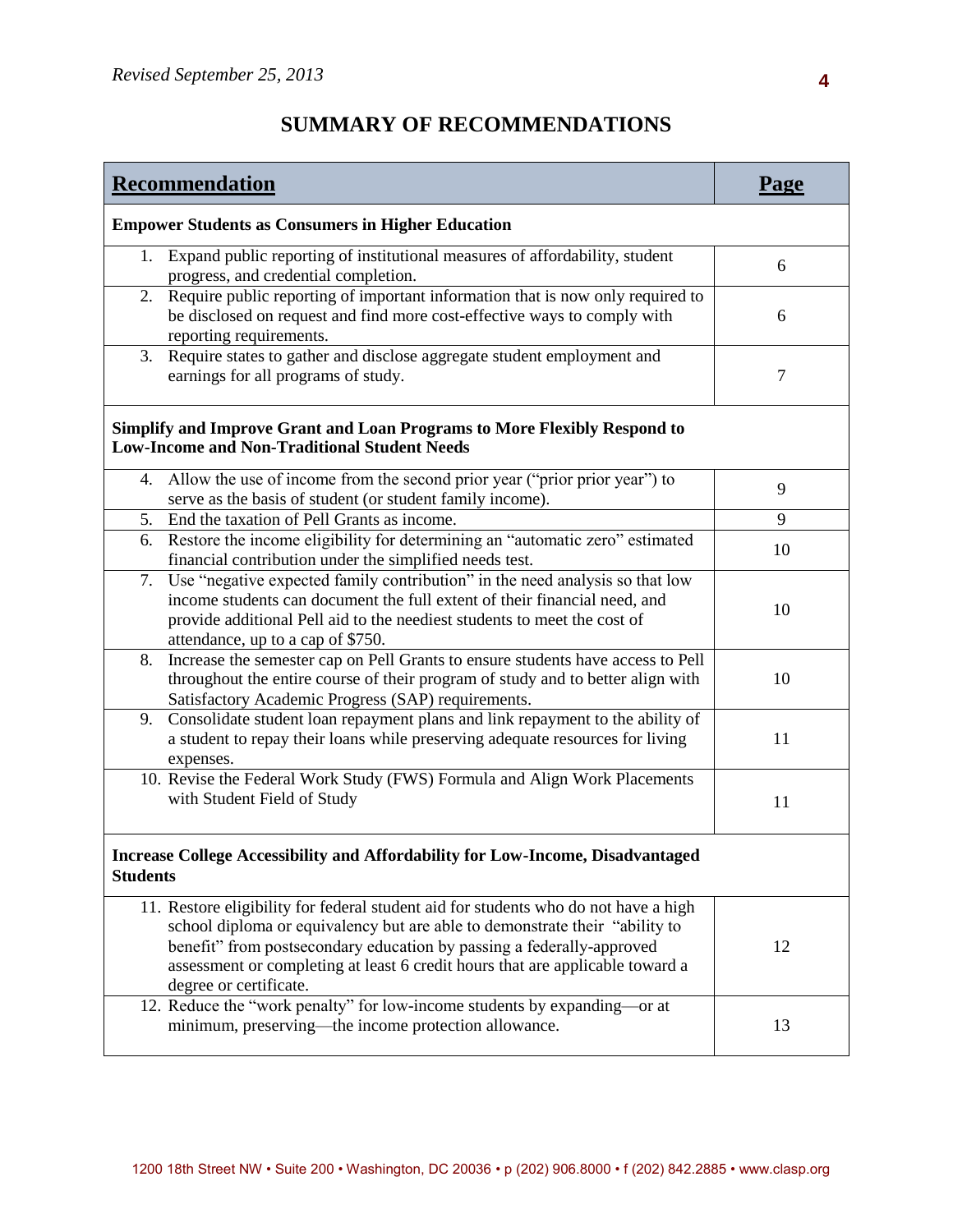# SUMMARY OF RECOMMENDATIONS

| Recommendation | Page |
|---|---|
| **Empower Students as Consumers in Higher Education** | |
| 1. Expand public reporting of institutional measures of affordability, student progress, and credential completion. | 6 |
| 2. Require public reporting of important information that is now only required to be disclosed on request and find more cost-effective ways to comply with reporting requirements. | 6 |
| 3. Require states to gather and disclose aggregate student employment and earnings for all programs of study. | 7 |
| **Simplify and Improve Grant and Loan Programs to More Flexibly Respond to Low-Income and Non-Traditional Student Needs** | |
| 4. Allow the use of income from the second prior year ("prior prior year") to serve as the basis of student (or student family income). | 9 |
| 5. End the taxation of Pell Grants as income. | 9 |
| 6. Restore the income eligibility for determining an "automatic zero" estimated financial contribution under the simplified needs test. | 10 |
| 7. Use "negative expected family contribution" in the need analysis so that low income students can document the full extent of their financial need, and provide additional Pell aid to the neediest students to meet the cost of attendance, up to a cap of $750. | 10 |
| 8. Increase the semester cap on Pell Grants to ensure students have access to Pell throughout the entire course of their program of study and to better align with Satisfactory Academic Progress (SAP) requirements. | 10 |
| 9. Consolidate student loan repayment plans and link repayment to the ability of a student to repay their loans while preserving adequate resources for living expenses. | 11 |
| 10. Revise the Federal Work Study (FWS) Formula and Align Work Placements with Student Field of Study | 11 |
| **Increase College Accessibility and Affordability for Low-Income, Disadvantaged Students** | |
| 11. Restore eligibility for federal student aid for students who do not have a high school diploma or equivalency but are able to demonstrate their "ability to benefit" from postsecondary education by passing a federally-approved assessment or completing at least 6 credit hours that are applicable toward a degree or certificate. | 12 |
| 12. Reduce the "work penalty" for low-income students by expanding—or at minimum, preserving—the income protection allowance. | 13 |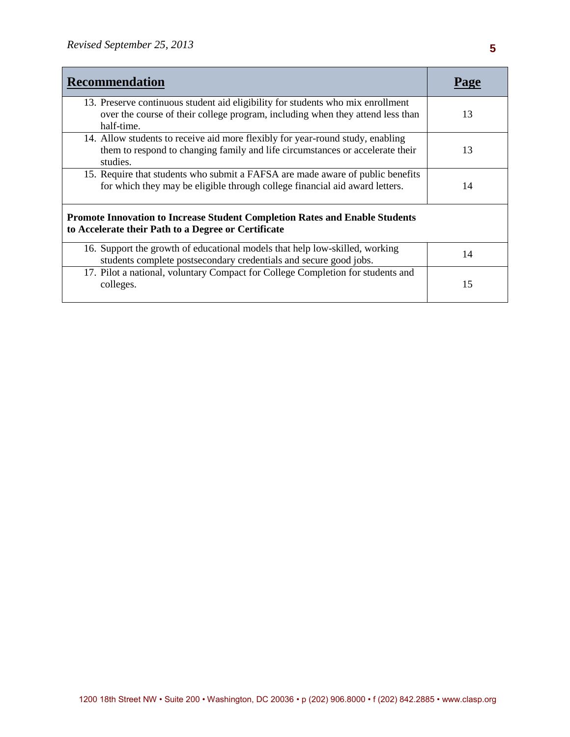| Recommendation | Page |
|---|---|
| 13. Preserve continuous student aid eligibility for students who mix enrollment over the course of their college program, including when they attend less than half-time. | 13 |
| 14. Allow students to receive aid more flexibly for year-round study, enabling them to respond to changing family and life circumstances or accelerate their studies. | 13 |
| 15. Require that students who submit a FAFSA are made aware of public benefits for which they may be eligible through college financial aid award letters. | 14 |
| **Promote Innovation to Increase Student Completion Rates and Enable Students to Accelerate their Path to a Degree or Certificate** | |
| 16. Support the growth of educational models that help low-skilled, working students complete postsecondary credentials and secure good jobs. | 14 |
| 17. Pilot a national, voluntary Compact for College Completion for students and colleges. | 15 |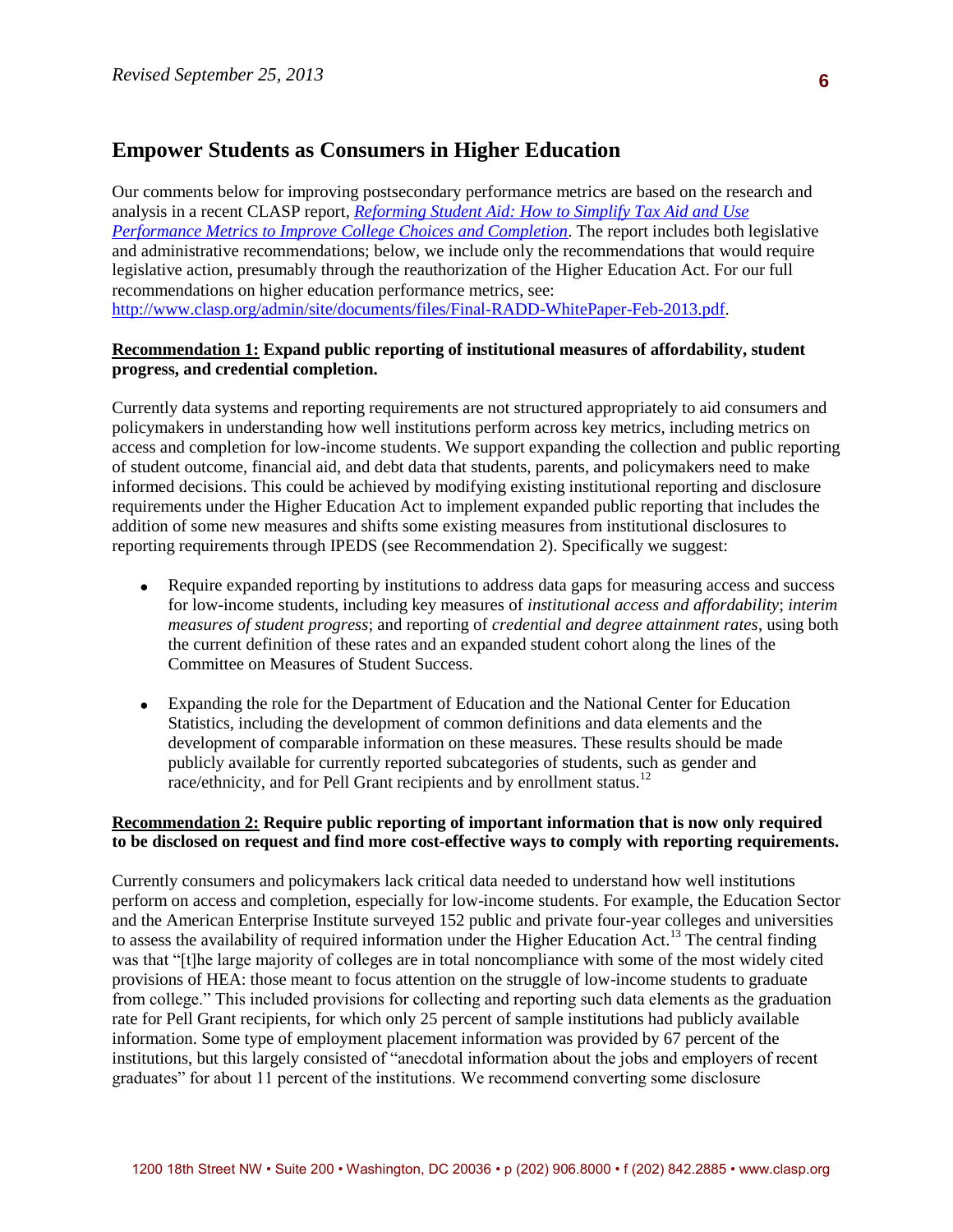## Empower Students as Consumers in Higher Education

Our comments below for improving postsecondary performance metrics are based on the research and analysis in a recent CLASP report, [*Reforming Student Aid: How to Simplify Tax Aid and Use Performance Metrics to Improve College Choices and Completion*](http://www.clasp.org/admin/site/documents/files/Final-RADD-WhitePaper-Feb-2013.pdf). The report includes both legislative and administrative recommendations; below, we include only the recommendations that would require legislative action, presumably through the reauthorization of the Higher Education Act. For our full recommendations on higher education performance metrics, see: http://www.clasp.org/admin/site/documents/files/Final-RADD-WhitePaper-Feb-2013.pdf.

**Recommendation 1: Expand public reporting of institutional measures of affordability, student progress, and credential completion.**

Currently data systems and reporting requirements are not structured appropriately to aid consumers and policymakers in understanding how well institutions perform across key metrics, including metrics on access and completion for low-income students. We support expanding the collection and public reporting of student outcome, financial aid, and debt data that students, parents, and policymakers need to make informed decisions. This could be achieved by modifying existing institutional reporting and disclosure requirements under the Higher Education Act to implement expanded public reporting that includes the addition of some new measures and shifts some existing measures from institutional disclosures to reporting requirements through IPEDS (see Recommendation 2). Specifically we suggest:

- Require expanded reporting by institutions to address data gaps for measuring access and success for low-income students, including key measures of *institutional access and affordability*; *interim measures of student progress*; and reporting of *credential and degree attainment rates*, using both the current definition of these rates and an expanded student cohort along the lines of the Committee on Measures of Student Success.

- Expanding the role for the Department of Education and the National Center for Education Statistics, including the development of common definitions and data elements and the development of comparable information on these measures. These results should be made publicly available for currently reported subcategories of students, such as gender and race/ethnicity, and for Pell Grant recipients and by enrollment status.[12]

**Recommendation 2: Require public reporting of important information that is now only required to be disclosed on request and find more cost-effective ways to comply with reporting requirements.**

Currently consumers and policymakers lack critical data needed to understand how well institutions perform on access and completion, especially for low-income students. For example, the Education Sector and the American Enterprise Institute surveyed 152 public and private four-year colleges and universities to assess the availability of required information under the Higher Education Act.[13] The central finding was that "[t]he large majority of colleges are in total noncompliance with some of the most widely cited provisions of HEA: those meant to focus attention on the struggle of low-income students to graduate from college." This included provisions for collecting and reporting such data elements as the graduation rate for Pell Grant recipients, for which only 25 percent of sample institutions had publicly available information. Some type of employment placement information was provided by 67 percent of the institutions, but this largely consisted of "anecdotal information about the jobs and employers of recent graduates" for about 11 percent of the institutions. We recommend converting some disclosure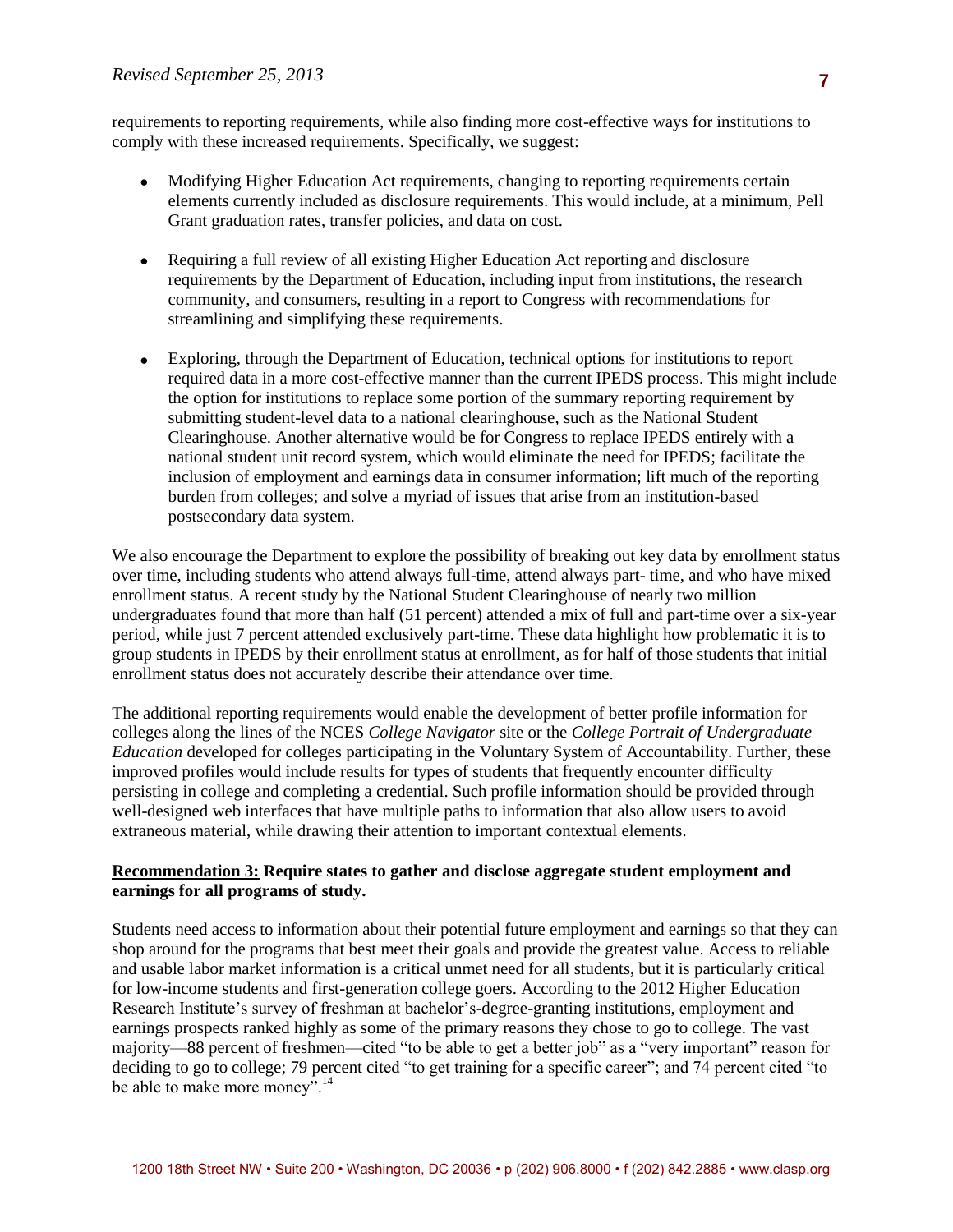requirements to reporting requirements, while also finding more cost-effective ways for institutions to comply with these increased requirements. Specifically, we suggest:

- Modifying Higher Education Act requirements, changing to reporting requirements certain elements currently included as disclosure requirements. This would include, at a minimum, Pell Grant graduation rates, transfer policies, and data on cost.

- Requiring a full review of all existing Higher Education Act reporting and disclosure requirements by the Department of Education, including input from institutions, the research community, and consumers, resulting in a report to Congress with recommendations for streamlining and simplifying these requirements.

- Exploring, through the Department of Education, technical options for institutions to report required data in a more cost-effective manner than the current IPEDS process. This might include the option for institutions to replace some portion of the summary reporting requirement by submitting student-level data to a national clearinghouse, such as the National Student Clearinghouse. Another alternative would be for Congress to replace IPEDS entirely with a national student unit record system, which would eliminate the need for IPEDS; facilitate the inclusion of employment and earnings data in consumer information; lift much of the reporting burden from colleges; and solve a myriad of issues that arise from an institution-based postsecondary data system.

We also encourage the Department to explore the possibility of breaking out key data by enrollment status over time, including students who attend always full-time, attend always part- time, and who have mixed enrollment status. A recent study by the National Student Clearinghouse of nearly two million undergraduates found that more than half (51 percent) attended a mix of full and part-time over a six-year period, while just 7 percent attended exclusively part-time. These data highlight how problematic it is to group students in IPEDS by their enrollment status at enrollment, as for half of those students that initial enrollment status does not accurately describe their attendance over time.

The additional reporting requirements would enable the development of better profile information for colleges along the lines of the NCES *College Navigator* site or the *College Portrait of Undergraduate Education* developed for colleges participating in the Voluntary System of Accountability. Further, these improved profiles would include results for types of students that frequently encounter difficulty persisting in college and completing a credential. Such profile information should be provided through well-designed web interfaces that have multiple paths to information that also allow users to avoid extraneous material, while drawing their attention to important contextual elements.

**Recommendation 3: Require states to gather and disclose aggregate student employment and earnings for all programs of study.**

Students need access to information about their potential future employment and earnings so that they can shop around for the programs that best meet their goals and provide the greatest value. Access to reliable and usable labor market information is a critical unmet need for all students, but it is particularly critical for low-income students and first-generation college goers. According to the 2012 Higher Education Research Institute's survey of freshman at bachelor's-degree-granting institutions, employment and earnings prospects ranked highly as some of the primary reasons they chose to go to college. The vast majority—88 percent of freshmen—cited "to be able to get a better job" as a "very important" reason for deciding to go to college; 79 percent cited "to get training for a specific career"; and 74 percent cited "to be able to make more money".[14]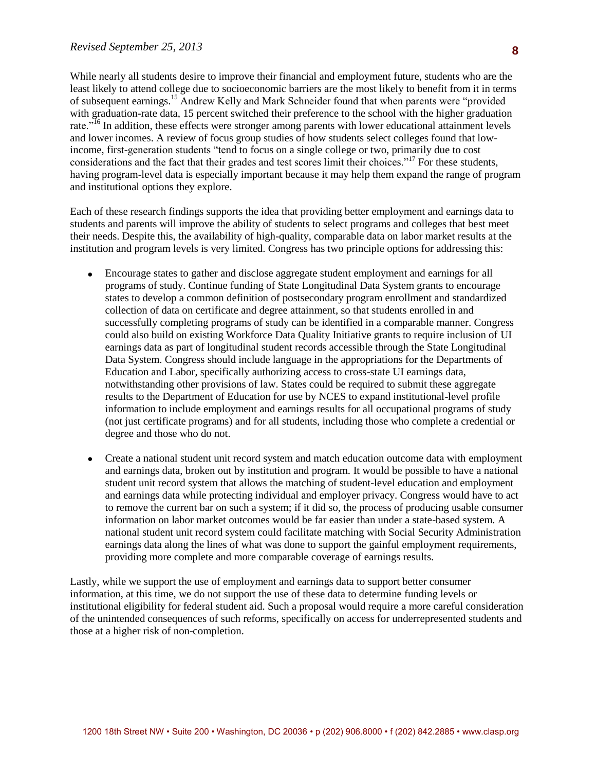While nearly all students desire to improve their financial and employment future, students who are the least likely to attend college due to socioeconomic barriers are the most likely to benefit from it in terms of subsequent earnings.[15] Andrew Kelly and Mark Schneider found that when parents were "provided with graduation-rate data, 15 percent switched their preference to the school with the higher graduation rate."[16] In addition, these effects were stronger among parents with lower educational attainment levels and lower incomes. A review of focus group studies of how students select colleges found that low-income, first-generation students "tend to focus on a single college or two, primarily due to cost considerations and the fact that their grades and test scores limit their choices."[17] For these students, having program-level data is especially important because it may help them expand the range of program and institutional options they explore.

Each of these research findings supports the idea that providing better employment and earnings data to students and parents will improve the ability of students to select programs and colleges that best meet their needs. Despite this, the availability of high-quality, comparable data on labor market results at the institution and program levels is very limited. Congress has two principle options for addressing this:

- Encourage states to gather and disclose aggregate student employment and earnings for all programs of study. Continue funding of State Longitudinal Data System grants to encourage states to develop a common definition of postsecondary program enrollment and standardized collection of data on certificate and degree attainment, so that students enrolled in and successfully completing programs of study can be identified in a comparable manner. Congress could also build on existing Workforce Data Quality Initiative grants to require inclusion of UI earnings data as part of longitudinal student records accessible through the State Longitudinal Data System. Congress should include language in the appropriations for the Departments of Education and Labor, specifically authorizing access to cross-state UI earnings data, notwithstanding other provisions of law. States could be required to submit these aggregate results to the Department of Education for use by NCES to expand institutional-level profile information to include employment and earnings results for all occupational programs of study (not just certificate programs) and for all students, including those who complete a credential or degree and those who do not.

- Create a national student unit record system and match education outcome data with employment and earnings data, broken out by institution and program. It would be possible to have a national student unit record system that allows the matching of student-level education and employment and earnings data while protecting individual and employer privacy. Congress would have to act to remove the current bar on such a system; if it did so, the process of producing usable consumer information on labor market outcomes would be far easier than under a state-based system. A national student unit record system could facilitate matching with Social Security Administration earnings data along the lines of what was done to support the gainful employment requirements, providing more complete and more comparable coverage of earnings results.

Lastly, while we support the use of employment and earnings data to support better consumer information, at this time, we do not support the use of these data to determine funding levels or institutional eligibility for federal student aid. Such a proposal would require a more careful consideration of the unintended consequences of such reforms, specifically on access for underrepresented students and those at a higher risk of non-completion.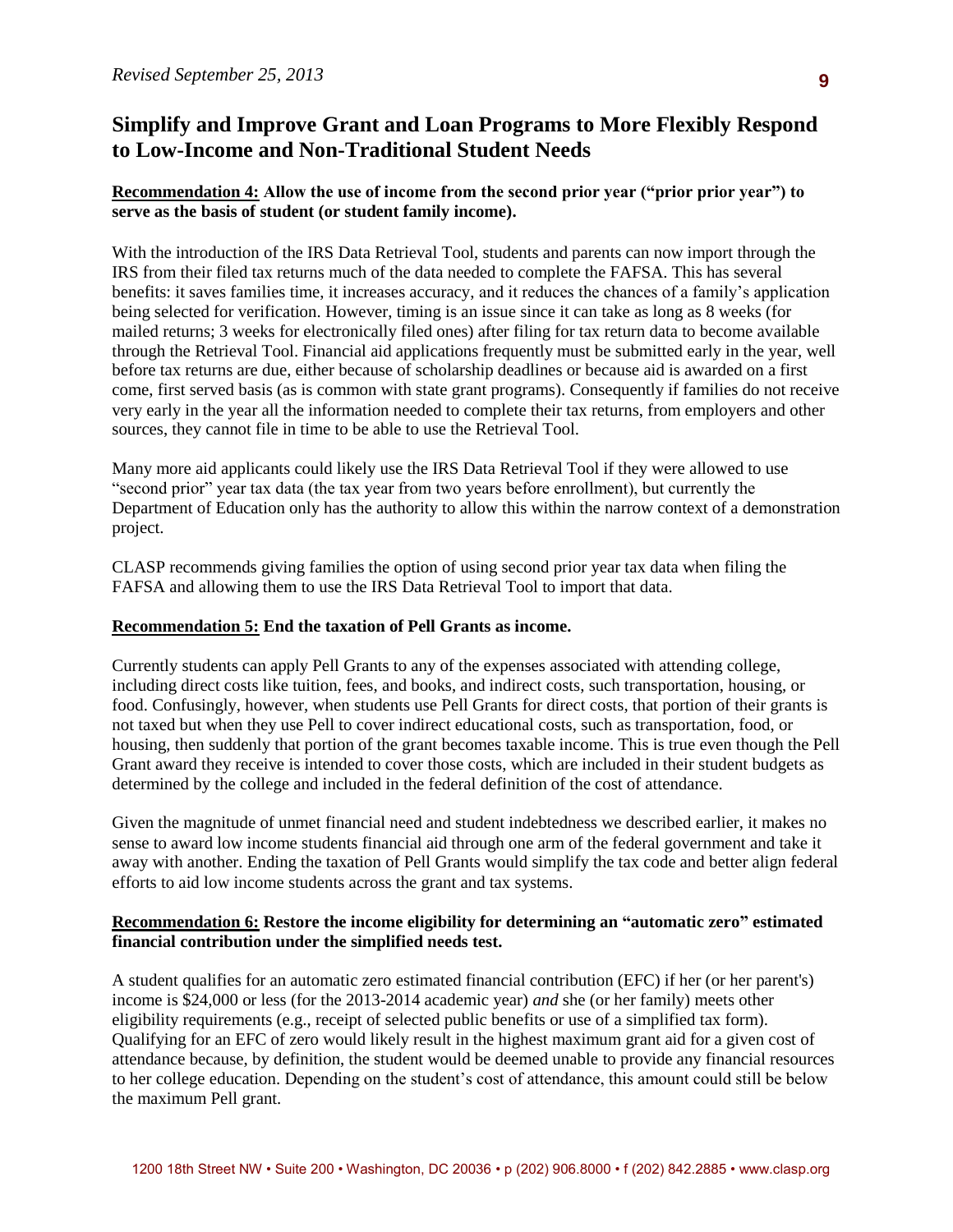*Revised September 25, 2013*

## Simplify and Improve Grant and Loan Programs to More Flexibly Respond to Low-Income and Non-Traditional Student Needs

**<u>Recommendation 4:</u> Allow the use of income from the second prior year ("prior prior year") to serve as the basis of student (or student family income).**

With the introduction of the IRS Data Retrieval Tool, students and parents can now import through the IRS from their filed tax returns much of the data needed to complete the FAFSA. This has several benefits: it saves families time, it increases accuracy, and it reduces the chances of a family's application being selected for verification. However, timing is an issue since it can take as long as 8 weeks (for mailed returns; 3 weeks for electronically filed ones) after filing for tax return data to become available through the Retrieval Tool. Financial aid applications frequently must be submitted early in the year, well before tax returns are due, either because of scholarship deadlines or because aid is awarded on a first come, first served basis (as is common with state grant programs). Consequently if families do not receive very early in the year all the information needed to complete their tax returns, from employers and other sources, they cannot file in time to be able to use the Retrieval Tool.

Many more aid applicants could likely use the IRS Data Retrieval Tool if they were allowed to use "second prior" year tax data (the tax year from two years before enrollment), but currently the Department of Education only has the authority to allow this within the narrow context of a demonstration project.

CLASP recommends giving families the option of using second prior year tax data when filing the FAFSA and allowing them to use the IRS Data Retrieval Tool to import that data.

**<u>Recommendation 5:</u> End the taxation of Pell Grants as income.**

Currently students can apply Pell Grants to any of the expenses associated with attending college, including direct costs like tuition, fees, and books, and indirect costs, such transportation, housing, or food. Confusingly, however, when students use Pell Grants for direct costs, that portion of their grants is not taxed but when they use Pell to cover indirect educational costs, such as transportation, food, or housing, then suddenly that portion of the grant becomes taxable income. This is true even though the Pell Grant award they receive is intended to cover those costs, which are included in their student budgets as determined by the college and included in the federal definition of the cost of attendance.

Given the magnitude of unmet financial need and student indebtedness we described earlier, it makes no sense to award low income students financial aid through one arm of the federal government and take it away with another. Ending the taxation of Pell Grants would simplify the tax code and better align federal efforts to aid low income students across the grant and tax systems.

**<u>Recommendation 6:</u> Restore the income eligibility for determining an "automatic zero" estimated financial contribution under the simplified needs test.**

A student qualifies for an automatic zero estimated financial contribution (EFC) if her (or her parent's) income is $24,000 or less (for the 2013-2014 academic year) *and* she (or her family) meets other eligibility requirements (e.g., receipt of selected public benefits or use of a simplified tax form). Qualifying for an EFC of zero would likely result in the highest maximum grant aid for a given cost of attendance because, by definition, the student would be deemed unable to provide any financial resources to her college education. Depending on the student's cost of attendance, this amount could still be below the maximum Pell grant.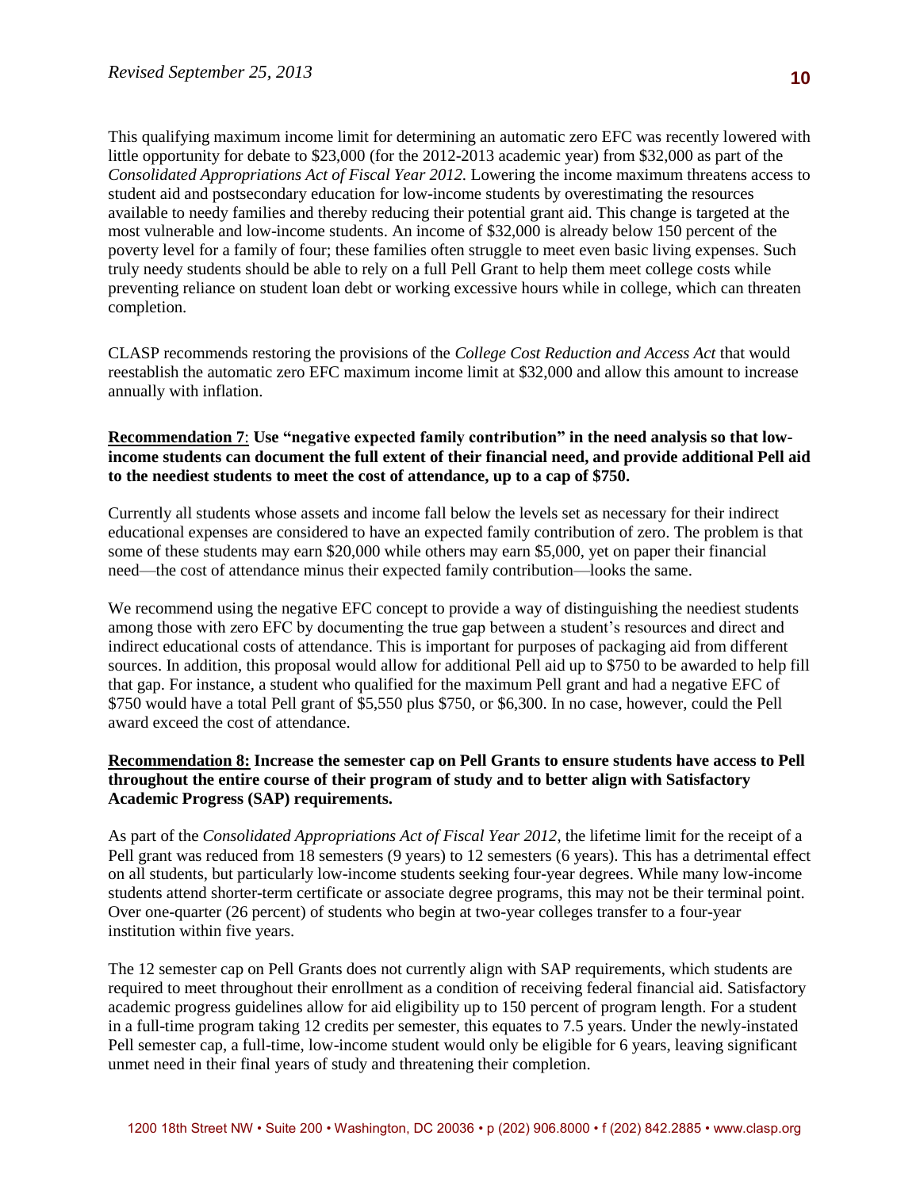This qualifying maximum income limit for determining an automatic zero EFC was recently lowered with little opportunity for debate to $23,000 (for the 2012-2013 academic year) from $32,000 as part of the *Consolidated Appropriations Act of Fiscal Year 2012.* Lowering the income maximum threatens access to student aid and postsecondary education for low-income students by overestimating the resources available to needy families and thereby reducing their potential grant aid. This change is targeted at the most vulnerable and low-income students. An income of $32,000 is already below 150 percent of the poverty level for a family of four; these families often struggle to meet even basic living expenses. Such truly needy students should be able to rely on a full Pell Grant to help them meet college costs while preventing reliance on student loan debt or working excessive hours while in college, which can threaten completion.

CLASP recommends restoring the provisions of the *College Cost Reduction and Access Act* that would reestablish the automatic zero EFC maximum income limit at $32,000 and allow this amount to increase annually with inflation.

**Recommendation 7: Use "negative expected family contribution" in the need analysis so that low-income students can document the full extent of their financial need, and provide additional Pell aid to the neediest students to meet the cost of attendance, up to a cap of $750.**

Currently all students whose assets and income fall below the levels set as necessary for their indirect educational expenses are considered to have an expected family contribution of zero. The problem is that some of these students may earn $20,000 while others may earn $5,000, yet on paper their financial need—the cost of attendance minus their expected family contribution—looks the same.

We recommend using the negative EFC concept to provide a way of distinguishing the neediest students among those with zero EFC by documenting the true gap between a student's resources and direct and indirect educational costs of attendance. This is important for purposes of packaging aid from different sources. In addition, this proposal would allow for additional Pell aid up to $750 to be awarded to help fill that gap. For instance, a student who qualified for the maximum Pell grant and had a negative EFC of $750 would have a total Pell grant of $5,550 plus $750, or $6,300. In no case, however, could the Pell award exceed the cost of attendance.

**Recommendation 8: Increase the semester cap on Pell Grants to ensure students have access to Pell throughout the entire course of their program of study and to better align with Satisfactory Academic Progress (SAP) requirements.**

As part of the *Consolidated Appropriations Act of Fiscal Year 2012*, the lifetime limit for the receipt of a Pell grant was reduced from 18 semesters (9 years) to 12 semesters (6 years). This has a detrimental effect on all students, but particularly low-income students seeking four-year degrees. While many low-income students attend shorter-term certificate or associate degree programs, this may not be their terminal point. Over one-quarter (26 percent) of students who begin at two-year colleges transfer to a four-year institution within five years.

The 12 semester cap on Pell Grants does not currently align with SAP requirements, which students are required to meet throughout their enrollment as a condition of receiving federal financial aid. Satisfactory academic progress guidelines allow for aid eligibility up to 150 percent of program length. For a student in a full-time program taking 12 credits per semester, this equates to 7.5 years. Under the newly-instated Pell semester cap, a full-time, low-income student would only be eligible for 6 years, leaving significant unmet need in their final years of study and threatening their completion.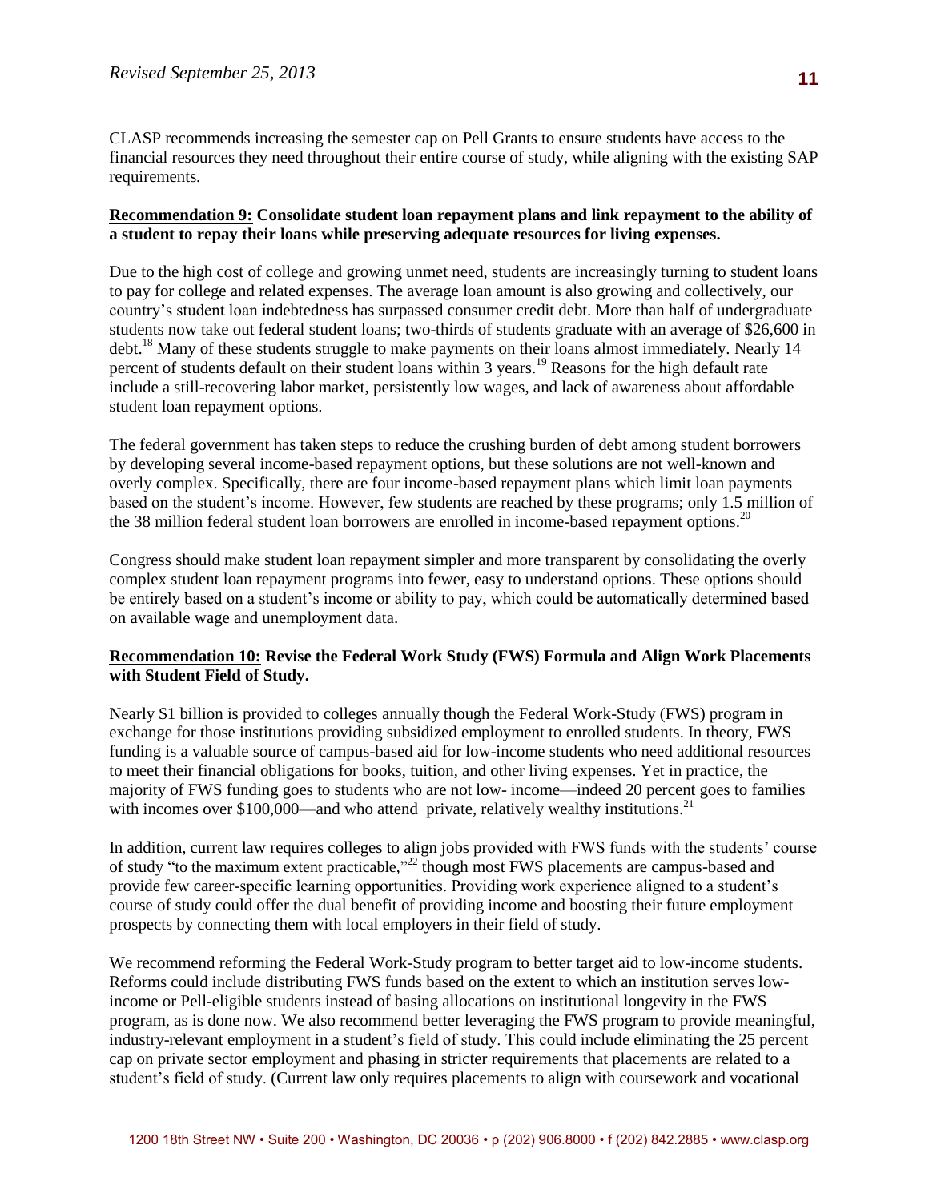CLASP recommends increasing the semester cap on Pell Grants to ensure students have access to the financial resources they need throughout their entire course of study, while aligning with the existing SAP requirements.

**Recommendation 9: Consolidate student loan repayment plans and link repayment to the ability of a student to repay their loans while preserving adequate resources for living expenses.**

Due to the high cost of college and growing unmet need, students are increasingly turning to student loans to pay for college and related expenses. The average loan amount is also growing and collectively, our country's student loan indebtedness has surpassed consumer credit debt. More than half of undergraduate students now take out federal student loans; two-thirds of students graduate with an average of $26,600 in debt.[18] Many of these students struggle to make payments on their loans almost immediately. Nearly 14 percent of students default on their student loans within 3 years.[19] Reasons for the high default rate include a still-recovering labor market, persistently low wages, and lack of awareness about affordable student loan repayment options.

The federal government has taken steps to reduce the crushing burden of debt among student borrowers by developing several income-based repayment options, but these solutions are not well-known and overly complex. Specifically, there are four income-based repayment plans which limit loan payments based on the student's income. However, few students are reached by these programs; only 1.5 million of the 38 million federal student loan borrowers are enrolled in income-based repayment options.[20]

Congress should make student loan repayment simpler and more transparent by consolidating the overly complex student loan repayment programs into fewer, easy to understand options. These options should be entirely based on a student's income or ability to pay, which could be automatically determined based on available wage and unemployment data.

**Recommendation 10: Revise the Federal Work Study (FWS) Formula and Align Work Placements with Student Field of Study.**

Nearly $1 billion is provided to colleges annually though the Federal Work-Study (FWS) program in exchange for those institutions providing subsidized employment to enrolled students. In theory, FWS funding is a valuable source of campus-based aid for low-income students who need additional resources to meet their financial obligations for books, tuition, and other living expenses. Yet in practice, the majority of FWS funding goes to students who are not low- income—indeed 20 percent goes to families with incomes over $100,000—and who attend private, relatively wealthy institutions.[21]

In addition, current law requires colleges to align jobs provided with FWS funds with the students' course of study "to the maximum extent practicable,"[22] though most FWS placements are campus-based and provide few career-specific learning opportunities. Providing work experience aligned to a student's course of study could offer the dual benefit of providing income and boosting their future employment prospects by connecting them with local employers in their field of study.

We recommend reforming the Federal Work-Study program to better target aid to low-income students. Reforms could include distributing FWS funds based on the extent to which an institution serves low-income or Pell-eligible students instead of basing allocations on institutional longevity in the FWS program, as is done now. We also recommend better leveraging the FWS program to provide meaningful, industry-relevant employment in a student's field of study. This could include eliminating the 25 percent cap on private sector employment and phasing in stricter requirements that placements are related to a student's field of study. (Current law only requires placements to align with coursework and vocational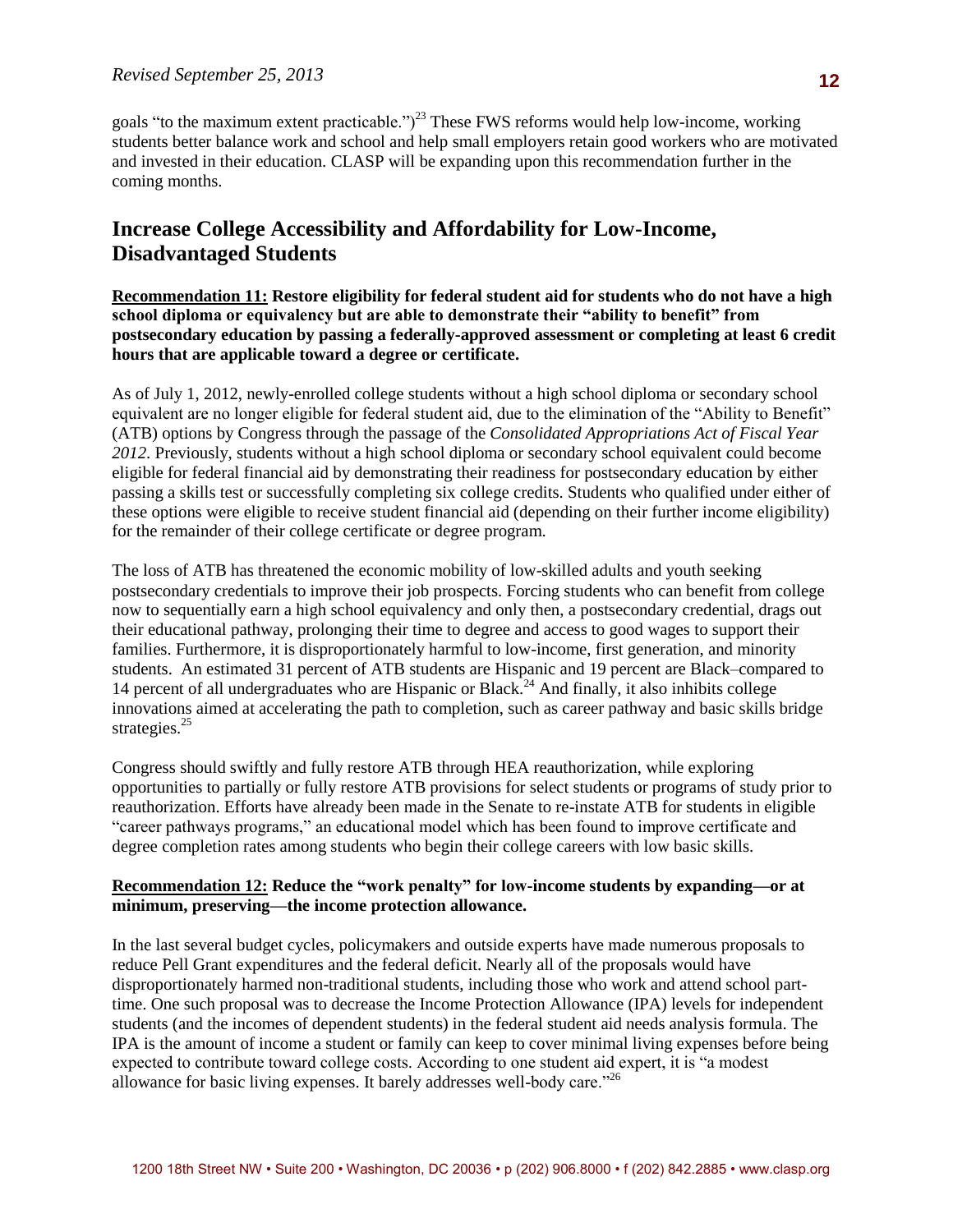goals "to the maximum extent practicable.")[23] These FWS reforms would help low-income, working students better balance work and school and help small employers retain good workers who are motivated and invested in their education. CLASP will be expanding upon this recommendation further in the coming months.

## Increase College Accessibility and Affordability for Low-Income, Disadvantaged Students

**Recommendation 11: Restore eligibility for federal student aid for students who do not have a high school diploma or equivalency but are able to demonstrate their "ability to benefit" from postsecondary education by passing a federally-approved assessment or completing at least 6 credit hours that are applicable toward a degree or certificate.**

As of July 1, 2012, newly-enrolled college students without a high school diploma or secondary school equivalent are no longer eligible for federal student aid, due to the elimination of the "Ability to Benefit" (ATB) options by Congress through the passage of the *Consolidated Appropriations Act of Fiscal Year 2012*. Previously, students without a high school diploma or secondary school equivalent could become eligible for federal financial aid by demonstrating their readiness for postsecondary education by either passing a skills test or successfully completing six college credits. Students who qualified under either of these options were eligible to receive student financial aid (depending on their further income eligibility) for the remainder of their college certificate or degree program.

The loss of ATB has threatened the economic mobility of low-skilled adults and youth seeking postsecondary credentials to improve their job prospects. Forcing students who can benefit from college now to sequentially earn a high school equivalency and only then, a postsecondary credential, drags out their educational pathway, prolonging their time to degree and access to good wages to support their families. Furthermore, it is disproportionately harmful to low-income, first generation, and minority students. An estimated 31 percent of ATB students are Hispanic and 19 percent are Black–compared to 14 percent of all undergraduates who are Hispanic or Black.[24] And finally, it also inhibits college innovations aimed at accelerating the path to completion, such as career pathway and basic skills bridge strategies.[25]

Congress should swiftly and fully restore ATB through HEA reauthorization, while exploring opportunities to partially or fully restore ATB provisions for select students or programs of study prior to reauthorization. Efforts have already been made in the Senate to re-instate ATB for students in eligible "career pathways programs," an educational model which has been found to improve certificate and degree completion rates among students who begin their college careers with low basic skills.

**Recommendation 12: Reduce the "work penalty" for low-income students by expanding—or at minimum, preserving—the income protection allowance.**

In the last several budget cycles, policymakers and outside experts have made numerous proposals to reduce Pell Grant expenditures and the federal deficit. Nearly all of the proposals would have disproportionately harmed non-traditional students, including those who work and attend school part-time. One such proposal was to decrease the Income Protection Allowance (IPA) levels for independent students (and the incomes of dependent students) in the federal student aid needs analysis formula. The IPA is the amount of income a student or family can keep to cover minimal living expenses before being expected to contribute toward college costs. According to one student aid expert, it is "a modest allowance for basic living expenses. It barely addresses well-body care."[26]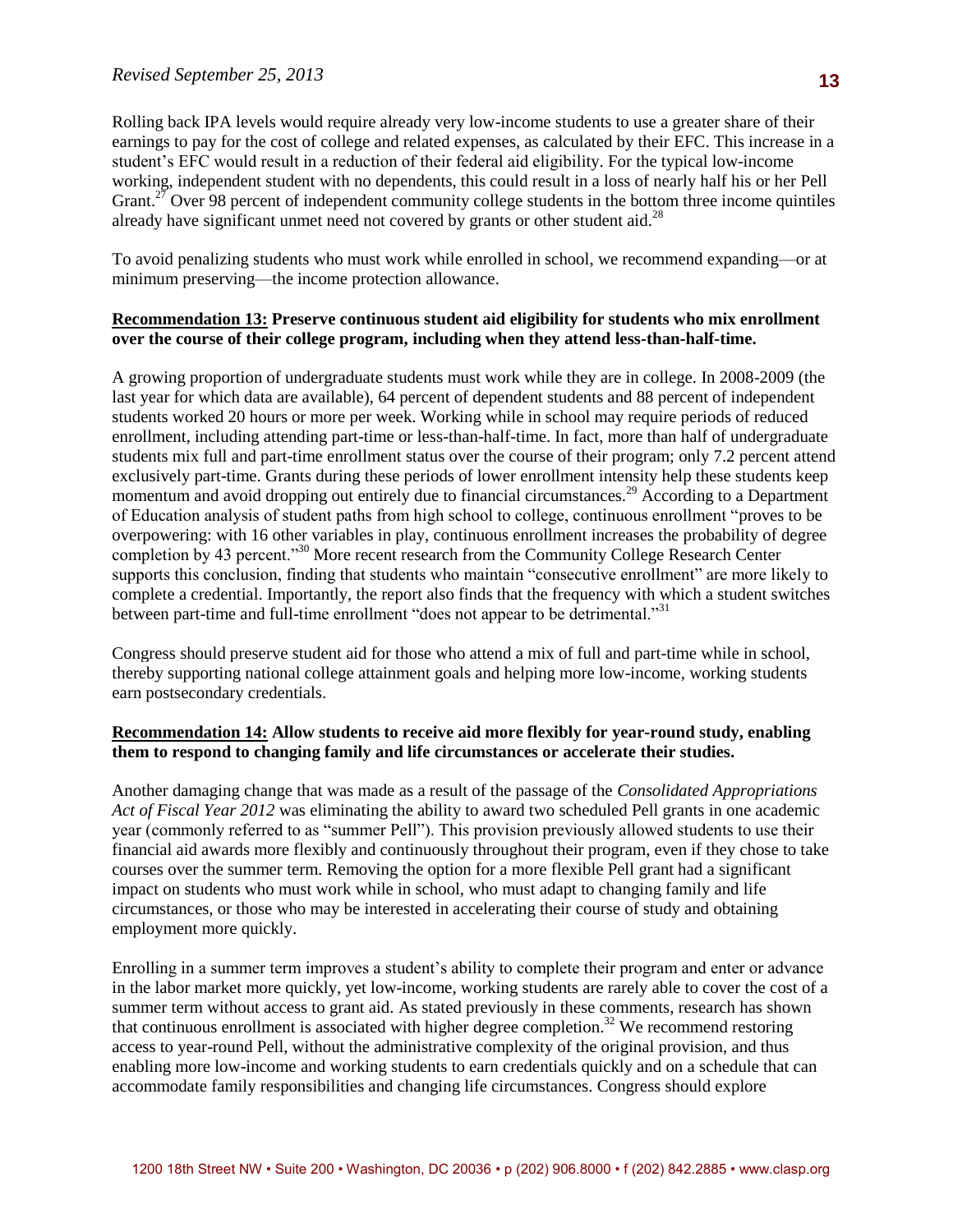Rolling back IPA levels would require already very low-income students to use a greater share of their earnings to pay for the cost of college and related expenses, as calculated by their EFC. This increase in a student's EFC would result in a reduction of their federal aid eligibility. For the typical low-income working, independent student with no dependents, this could result in a loss of nearly half his or her Pell Grant.[27] Over 98 percent of independent community college students in the bottom three income quintiles already have significant unmet need not covered by grants or other student aid.[28]

To avoid penalizing students who must work while enrolled in school, we recommend expanding—or at minimum preserving—the income protection allowance.

**Recommendation 13: Preserve continuous student aid eligibility for students who mix enrollment over the course of their college program, including when they attend less-than-half-time.**

A growing proportion of undergraduate students must work while they are in college. In 2008-2009 (the last year for which data are available), 64 percent of dependent students and 88 percent of independent students worked 20 hours or more per week. Working while in school may require periods of reduced enrollment, including attending part-time or less-than-half-time. In fact, more than half of undergraduate students mix full and part-time enrollment status over the course of their program; only 7.2 percent attend exclusively part-time. Grants during these periods of lower enrollment intensity help these students keep momentum and avoid dropping out entirely due to financial circumstances.[29] According to a Department of Education analysis of student paths from high school to college, continuous enrollment "proves to be overpowering: with 16 other variables in play, continuous enrollment increases the probability of degree completion by 43 percent."[30] More recent research from the Community College Research Center supports this conclusion, finding that students who maintain "consecutive enrollment" are more likely to complete a credential. Importantly, the report also finds that the frequency with which a student switches between part-time and full-time enrollment "does not appear to be detrimental."[31]

Congress should preserve student aid for those who attend a mix of full and part-time while in school, thereby supporting national college attainment goals and helping more low-income, working students earn postsecondary credentials.

**Recommendation 14: Allow students to receive aid more flexibly for year-round study, enabling them to respond to changing family and life circumstances or accelerate their studies.**

Another damaging change that was made as a result of the passage of the *Consolidated Appropriations Act of Fiscal Year 2012* was eliminating the ability to award two scheduled Pell grants in one academic year (commonly referred to as "summer Pell"). This provision previously allowed students to use their financial aid awards more flexibly and continuously throughout their program, even if they chose to take courses over the summer term. Removing the option for a more flexible Pell grant had a significant impact on students who must work while in school, who must adapt to changing family and life circumstances, or those who may be interested in accelerating their course of study and obtaining employment more quickly.

Enrolling in a summer term improves a student's ability to complete their program and enter or advance in the labor market more quickly, yet low-income, working students are rarely able to cover the cost of a summer term without access to grant aid. As stated previously in these comments, research has shown that continuous enrollment is associated with higher degree completion.[32] We recommend restoring access to year-round Pell, without the administrative complexity of the original provision, and thus enabling more low-income and working students to earn credentials quickly and on a schedule that can accommodate family responsibilities and changing life circumstances. Congress should explore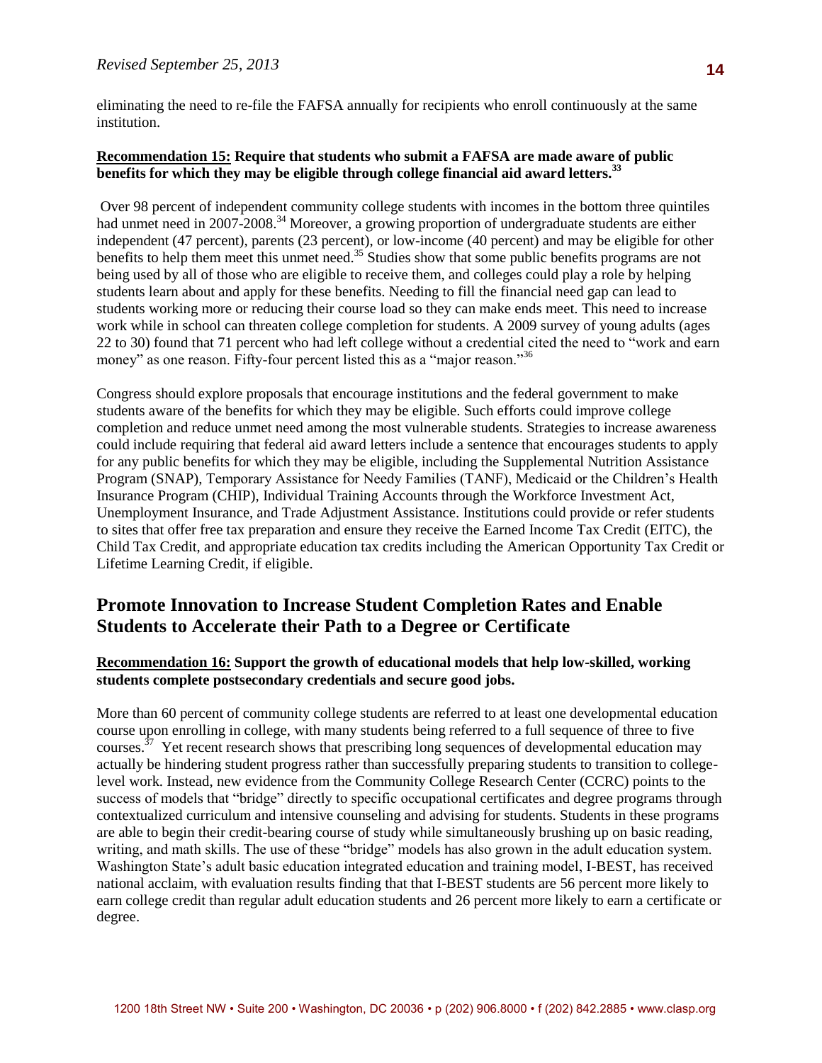eliminating the need to re-file the FAFSA annually for recipients who enroll continuously at the same institution.

**Recommendation 15: Require that students who submit a FAFSA are made aware of public benefits for which they may be eligible through college financial aid award letters.**[33]

Over 98 percent of independent community college students with incomes in the bottom three quintiles had unmet need in 2007-2008.[34] Moreover, a growing proportion of undergraduate students are either independent (47 percent), parents (23 percent), or low-income (40 percent) and may be eligible for other benefits to help them meet this unmet need.[35] Studies show that some public benefits programs are not being used by all of those who are eligible to receive them, and colleges could play a role by helping students learn about and apply for these benefits. Needing to fill the financial need gap can lead to students working more or reducing their course load so they can make ends meet. This need to increase work while in school can threaten college completion for students. A 2009 survey of young adults (ages 22 to 30) found that 71 percent who had left college without a credential cited the need to "work and earn money" as one reason. Fifty-four percent listed this as a "major reason."[36]

Congress should explore proposals that encourage institutions and the federal government to make students aware of the benefits for which they may be eligible. Such efforts could improve college completion and reduce unmet need among the most vulnerable students. Strategies to increase awareness could include requiring that federal aid award letters include a sentence that encourages students to apply for any public benefits for which they may be eligible, including the Supplemental Nutrition Assistance Program (SNAP), Temporary Assistance for Needy Families (TANF), Medicaid or the Children's Health Insurance Program (CHIP), Individual Training Accounts through the Workforce Investment Act, Unemployment Insurance, and Trade Adjustment Assistance. Institutions could provide or refer students to sites that offer free tax preparation and ensure they receive the Earned Income Tax Credit (EITC), the Child Tax Credit, and appropriate education tax credits including the American Opportunity Tax Credit or Lifetime Learning Credit, if eligible.

## Promote Innovation to Increase Student Completion Rates and Enable Students to Accelerate their Path to a Degree or Certificate

**Recommendation 16: Support the growth of educational models that help low-skilled, working students complete postsecondary credentials and secure good jobs.**

More than 60 percent of community college students are referred to at least one developmental education course upon enrolling in college, with many students being referred to a full sequence of three to five courses.[37] Yet recent research shows that prescribing long sequences of developmental education may actually be hindering student progress rather than successfully preparing students to transition to college-level work. Instead, new evidence from the Community College Research Center (CCRC) points to the success of models that "bridge" directly to specific occupational certificates and degree programs through contextualized curriculum and intensive counseling and advising for students. Students in these programs are able to begin their credit-bearing course of study while simultaneously brushing up on basic reading, writing, and math skills. The use of these "bridge" models has also grown in the adult education system. Washington State's adult basic education integrated education and training model, I-BEST, has received national acclaim, with evaluation results finding that that I-BEST students are 56 percent more likely to earn college credit than regular adult education students and 26 percent more likely to earn a certificate or degree.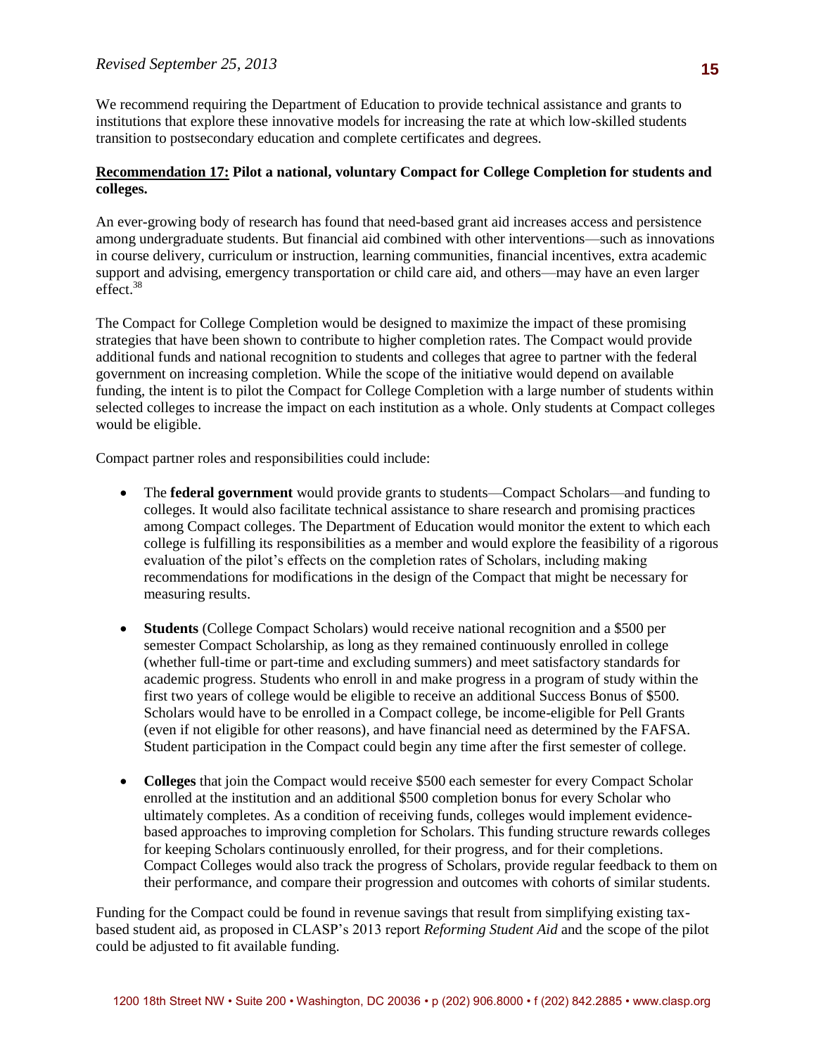We recommend requiring the Department of Education to provide technical assistance and grants to institutions that explore these innovative models for increasing the rate at which low-skilled students transition to postsecondary education and complete certificates and degrees.

**Recommendation 17: Pilot a national, voluntary Compact for College Completion for students and colleges.**

An ever-growing body of research has found that need-based grant aid increases access and persistence among undergraduate students. But financial aid combined with other interventions—such as innovations in course delivery, curriculum or instruction, learning communities, financial incentives, extra academic support and advising, emergency transportation or child care aid, and others—may have an even larger effect.[38]

The Compact for College Completion would be designed to maximize the impact of these promising strategies that have been shown to contribute to higher completion rates. The Compact would provide additional funds and national recognition to students and colleges that agree to partner with the federal government on increasing completion. While the scope of the initiative would depend on available funding, the intent is to pilot the Compact for College Completion with a large number of students within selected colleges to increase the impact on each institution as a whole. Only students at Compact colleges would be eligible.

Compact partner roles and responsibilities could include:

- The **federal government** would provide grants to students—Compact Scholars—and funding to colleges. It would also facilitate technical assistance to share research and promising practices among Compact colleges. The Department of Education would monitor the extent to which each college is fulfilling its responsibilities as a member and would explore the feasibility of a rigorous evaluation of the pilot's effects on the completion rates of Scholars, including making recommendations for modifications in the design of the Compact that might be necessary for measuring results.

- **Students** (College Compact Scholars) would receive national recognition and a $500 per semester Compact Scholarship, as long as they remained continuously enrolled in college (whether full-time or part-time and excluding summers) and meet satisfactory standards for academic progress. Students who enroll in and make progress in a program of study within the first two years of college would be eligible to receive an additional Success Bonus of $500. Scholars would have to be enrolled in a Compact college, be income-eligible for Pell Grants (even if not eligible for other reasons), and have financial need as determined by the FAFSA. Student participation in the Compact could begin any time after the first semester of college.

- **Colleges** that join the Compact would receive $500 each semester for every Compact Scholar enrolled at the institution and an additional $500 completion bonus for every Scholar who ultimately completes. As a condition of receiving funds, colleges would implement evidence-based approaches to improving completion for Scholars. This funding structure rewards colleges for keeping Scholars continuously enrolled, for their progress, and for their completions. Compact Colleges would also track the progress of Scholars, provide regular feedback to them on their performance, and compare their progression and outcomes with cohorts of similar students.

Funding for the Compact could be found in revenue savings that result from simplifying existing tax-based student aid, as proposed in CLASP's 2013 report *Reforming Student Aid* and the scope of the pilot could be adjusted to fit available funding.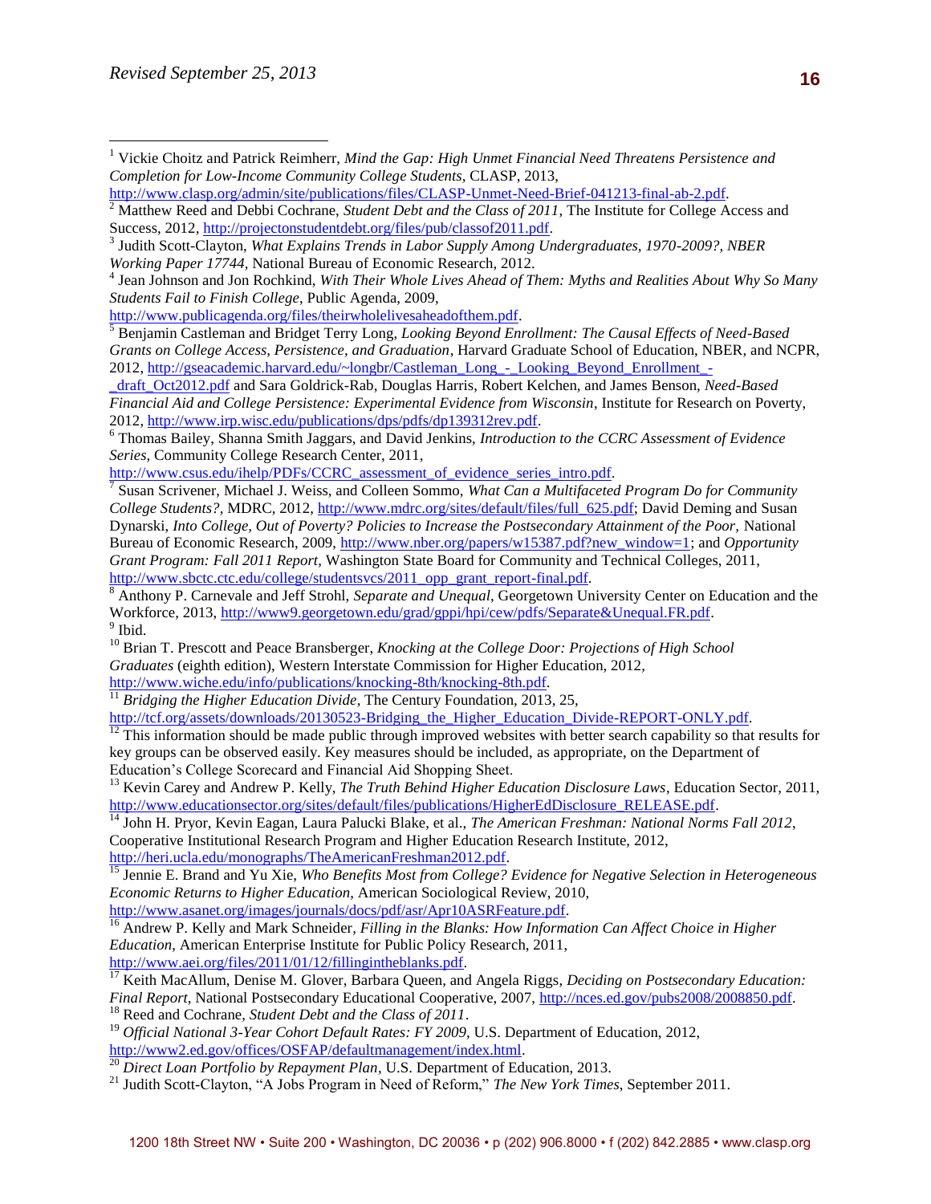[1] Vickie Choitz and Patrick Reimherr, *Mind the Gap: High Unmet Financial Need Threatens Persistence and Completion for Low-Income Community College Students*, CLASP, 2013, http://www.clasp.org/admin/site/publications/files/CLASP-Unmet-Need-Brief-041213-final-ab-2.pdf.

[2] Matthew Reed and Debbi Cochrane, *Student Debt and the Class of 2011*, The Institute for College Access and Success, 2012, http://projectonstudentdebt.org/files/pub/classof2011.pdf.

[3] Judith Scott-Clayton, *What Explains Trends in Labor Supply Among Undergraduates, 1970-2009?, NBER Working Paper 17744*, National Bureau of Economic Research, 2012.

[4] Jean Johnson and Jon Rochkind, *With Their Whole Lives Ahead of Them: Myths and Realities About Why So Many Students Fail to Finish College*, Public Agenda, 2009, http://www.publicagenda.org/files/theirwholelivesaheadofthem.pdf.

[5] Benjamin Castleman and Bridget Terry Long, *Looking Beyond Enrollment: The Causal Effects of Need-Based Grants on College Access, Persistence, and Graduation*, Harvard Graduate School of Education, NBER, and NCPR, 2012, http://gseacademic.harvard.edu/~longbr/Castleman_Long_-_Looking_Beyond_Enrollment_-_draft_Oct2012.pdf and Sara Goldrick-Rab, Douglas Harris, Robert Kelchen, and James Benson, *Need-Based Financial Aid and College Persistence: Experimental Evidence from Wisconsin*, Institute for Research on Poverty, 2012, http://www.irp.wisc.edu/publications/dps/pdfs/dp139312rev.pdf.

[6] Thomas Bailey, Shanna Smith Jaggars, and David Jenkins, *Introduction to the CCRC Assessment of Evidence Series*, Community College Research Center, 2011, http://www.csus.edu/ihelp/PDFs/CCRC_assessment_of_evidence_series_intro.pdf.

[7] Susan Scrivener, Michael J. Weiss, and Colleen Sommo, *What Can a Multifaceted Program Do for Community College Students?*, MDRC, 2012, http://www.mdrc.org/sites/default/files/full_625.pdf; David Deming and Susan Dynarski, *Into College, Out of Poverty? Policies to Increase the Postsecondary Attainment of the Poor*, National Bureau of Economic Research, 2009, http://www.nber.org/papers/w15387.pdf?new_window=1; and *Opportunity Grant Program: Fall 2011 Report*, Washington State Board for Community and Technical Colleges, 2011, http://www.sbctc.ctc.edu/college/studentsvcs/2011_opp_grant_report-final.pdf.

[8] Anthony P. Carnevale and Jeff Strohl, *Separate and Unequal*, Georgetown University Center on Education and the Workforce, 2013, http://www9.georgetown.edu/grad/gppi/hpi/cew/pdfs/Separate&Unequal.FR.pdf.

[9] Ibid.

[10] Brian T. Prescott and Peace Bransberger, *Knocking at the College Door: Projections of High School Graduates* (eighth edition), Western Interstate Commission for Higher Education, 2012, http://www.wiche.edu/info/publications/knocking-8th/knocking-8th.pdf.

[11] *Bridging the Higher Education Divide*, The Century Foundation, 2013, 25, http://tcf.org/assets/downloads/20130523-Bridging_the_Higher_Education_Divide-REPORT-ONLY.pdf.

[12] This information should be made public through improved websites with better search capability so that results for key groups can be observed easily. Key measures should be included, as appropriate, on the Department of Education's College Scorecard and Financial Aid Shopping Sheet.

[13] Kevin Carey and Andrew P. Kelly, *The Truth Behind Higher Education Disclosure Laws*, Education Sector, 2011, http://www.educationsector.org/sites/default/files/publications/HigherEdDisclosure_RELEASE.pdf.

[14] John H. Pryor, Kevin Eagan, Laura Palucki Blake, et al., *The American Freshman: National Norms Fall 2012*, Cooperative Institutional Research Program and Higher Education Research Institute, 2012, http://heri.ucla.edu/monographs/TheAmericanFreshman2012.pdf.

[15] Jennie E. Brand and Yu Xie, *Who Benefits Most from College? Evidence for Negative Selection in Heterogeneous Economic Returns to Higher Education*, American Sociological Review, 2010, http://www.asanet.org/images/journals/docs/pdf/asr/Apr10ASRFeature.pdf.

[16] Andrew P. Kelly and Mark Schneider, *Filling in the Blanks: How Information Can Affect Choice in Higher Education*, American Enterprise Institute for Public Policy Research, 2011, http://www.aei.org/files/2011/01/12/fillingintheblanks.pdf.

[17] Keith MacAllum, Denise M. Glover, Barbara Queen, and Angela Riggs, *Deciding on Postsecondary Education: Final Report*, National Postsecondary Educational Cooperative, 2007, http://nces.ed.gov/pubs2008/2008850.pdf.

[18] Reed and Cochrane, *Student Debt and the Class of 2011*.

[19] *Official National 3-Year Cohort Default Rates: FY 2009*, U.S. Department of Education, 2012, http://www2.ed.gov/offices/OSFAP/defaultmanagement/index.html.

[20] *Direct Loan Portfolio by Repayment Plan*, U.S. Department of Education, 2013.

[21] Judith Scott-Clayton, "A Jobs Program in Need of Reform," *The New York Times*, September 2011.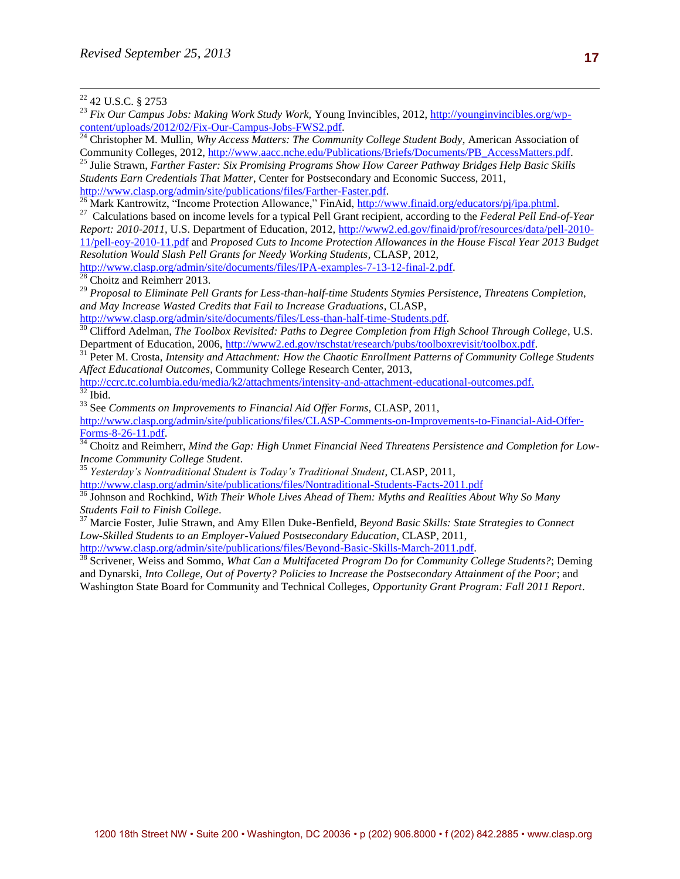[22] 42 U.S.C. § 2753

[23] *Fix Our Campus Jobs: Making Work Study Work,* Young Invincibles, 2012, http://younginvincibles.org/wp-content/uploads/2012/02/Fix-Our-Campus-Jobs-FWS2.pdf.

[24] Christopher M. Mullin, *Why Access Matters: The Community College Student Body*, American Association of Community Colleges, 2012, http://www.aacc.nche.edu/Publications/Briefs/Documents/PB_AccessMatters.pdf.

[25] Julie Strawn, *Farther Faster: Six Promising Programs Show How Career Pathway Bridges Help Basic Skills Students Earn Credentials That Matter*, Center for Postsecondary and Economic Success, 2011, http://www.clasp.org/admin/site/publications/files/Farther-Faster.pdf.

[26] Mark Kantrowitz, "Income Protection Allowance," FinAid, http://www.finaid.org/educators/pj/ipa.phtml.

[27] Calculations based on income levels for a typical Pell Grant recipient, according to the *Federal Pell End-of-Year Report: 2010-2011,* U.S. Department of Education, 2012, http://www2.ed.gov/finaid/prof/resources/data/pell-2010-11/pell-eoy-2010-11.pdf and *Proposed Cuts to Income Protection Allowances in the House Fiscal Year 2013 Budget Resolution Would Slash Pell Grants for Needy Working Students*, CLASP, 2012, http://www.clasp.org/admin/site/documents/files/IPA-examples-7-13-12-final-2.pdf.

[28] Choitz and Reimherr 2013.

[29] *Proposal to Eliminate Pell Grants for Less-than-half-time Students Stymies Persistence, Threatens Completion, and May Increase Wasted Credits that Fail to Increase Graduations*, CLASP, http://www.clasp.org/admin/site/documents/files/Less-than-half-time-Students.pdf.

[30] Clifford Adelman, *The Toolbox Revisited: Paths to Degree Completion from High School Through College*, U.S. Department of Education, 2006, http://www2.ed.gov/rschstat/research/pubs/toolboxrevisit/toolbox.pdf.

[31] Peter M. Crosta, *Intensity and Attachment: How the Chaotic Enrollment Patterns of Community College Students Affect Educational Outcomes*, Community College Research Center, 2013, http://ccrc.tc.columbia.edu/media/k2/attachments/intensity-and-attachment-educational-outcomes.pdf.

[32] Ibid.

[33] See *Comments on Improvements to Financial Aid Offer Forms,* CLASP, 2011, http://www.clasp.org/admin/site/publications/files/CLASP-Comments-on-Improvements-to-Financial-Aid-Offer-Forms-8-26-11.pdf.

[34] Choitz and Reimherr, *Mind the Gap: High Unmet Financial Need Threatens Persistence and Completion for Low-Income Community College Student*.

[35] *Yesterday's Nontraditional Student is Today's Traditional Student*, CLASP, 2011, http://www.clasp.org/admin/site/publications/files/Nontraditional-Students-Facts-2011.pdf

[36] Johnson and Rochkind, *With Their Whole Lives Ahead of Them: Myths and Realities About Why So Many Students Fail to Finish College*.

[37] Marcie Foster, Julie Strawn, and Amy Ellen Duke-Benfield, *Beyond Basic Skills: State Strategies to Connect Low-Skilled Students to an Employer-Valued Postsecondary Education*, CLASP, 2011, http://www.clasp.org/admin/site/publications/files/Beyond-Basic-Skills-March-2011.pdf.

[38] Scrivener, Weiss and Sommo, *What Can a Multifaceted Program Do for Community College Students?*; Deming and Dynarski, *Into College, Out of Poverty? Policies to Increase the Postsecondary Attainment of the Poor*; and Washington State Board for Community and Technical Colleges, *Opportunity Grant Program: Fall 2011 Report*.